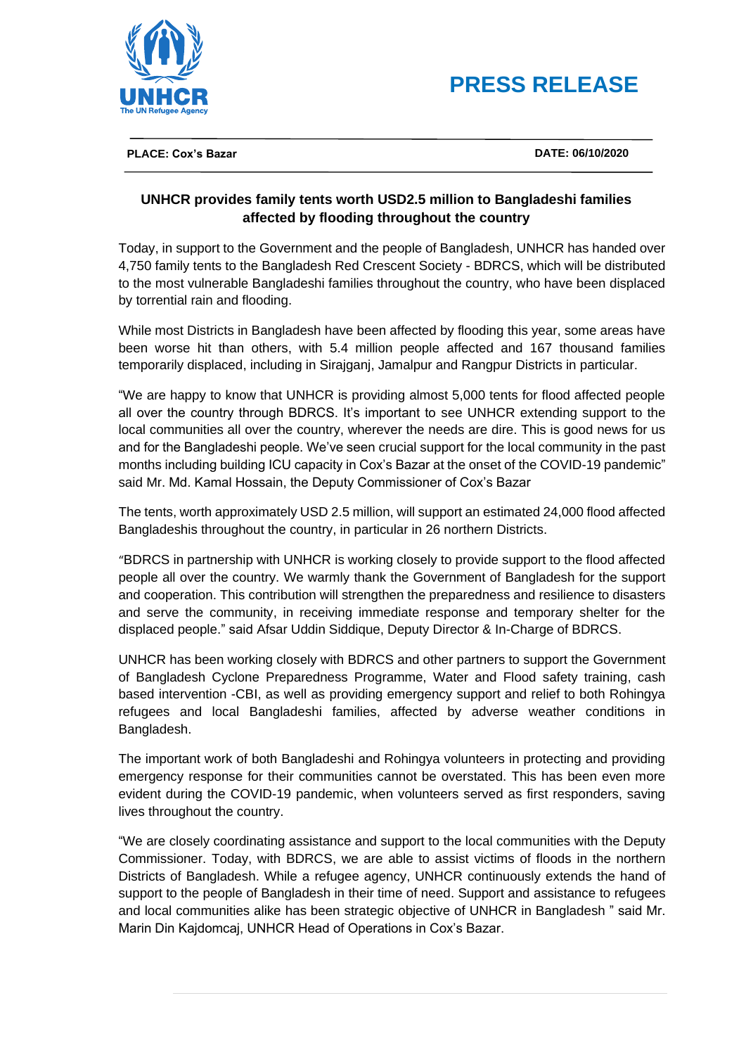UNHCR
The UN Refugee Agency

# PRESS RELEASE

**PLACE: Cox's Bazar** **DATE: 06/10/2020**

## UNHCR provides family tents worth USD2.5 million to Bangladeshi families affected by flooding throughout the country

Today, in support to the Government and the people of Bangladesh, UNHCR has handed over 4,750 family tents to the Bangladesh Red Crescent Society - BDRCS, which will be distributed to the most vulnerable Bangladeshi families throughout the country, who have been displaced by torrential rain and flooding.

While most Districts in Bangladesh have been affected by flooding this year, some areas have been worse hit than others, with 5.4 million people affected and 167 thousand families temporarily displaced, including in Sirajganj, Jamalpur and Rangpur Districts in particular.

"We are happy to know that UNHCR is providing almost 5,000 tents for flood affected people all over the country through BDRCS. It's important to see UNHCR extending support to the local communities all over the country, wherever the needs are dire. This is good news for us and for the Bangladeshi people. We've seen crucial support for the local community in the past months including building ICU capacity in Cox's Bazar at the onset of the COVID-19 pandemic" said Mr. Md. Kamal Hossain, the Deputy Commissioner of Cox's Bazar

The tents, worth approximately USD 2.5 million, will support an estimated 24,000 flood affected Bangladeshis throughout the country, in particular in 26 northern Districts.

"BDRCS in partnership with UNHCR is working closely to provide support to the flood affected people all over the country. We warmly thank the Government of Bangladesh for the support and cooperation. This contribution will strengthen the preparedness and resilience to disasters and serve the community, in receiving immediate response and temporary shelter for the displaced people." said Afsar Uddin Siddique, Deputy Director & In-Charge of BDRCS.

UNHCR has been working closely with BDRCS and other partners to support the Government of Bangladesh Cyclone Preparedness Programme, Water and Flood safety training, cash based intervention -CBI, as well as providing emergency support and relief to both Rohingya refugees and local Bangladeshi families, affected by adverse weather conditions in Bangladesh.

The important work of both Bangladeshi and Rohingya volunteers in protecting and providing emergency response for their communities cannot be overstated. This has been even more evident during the COVID-19 pandemic, when volunteers served as first responders, saving lives throughout the country.

"We are closely coordinating assistance and support to the local communities with the Deputy Commissioner. Today, with BDRCS, we are able to assist victims of floods in the northern Districts of Bangladesh. While a refugee agency, UNHCR continuously extends the hand of support to the people of Bangladesh in their time of need. Support and assistance to refugees and local communities alike has been strategic objective of UNHCR in Bangladesh " said Mr. Marin Din Kajdomcaj, UNHCR Head of Operations in Cox's Bazar.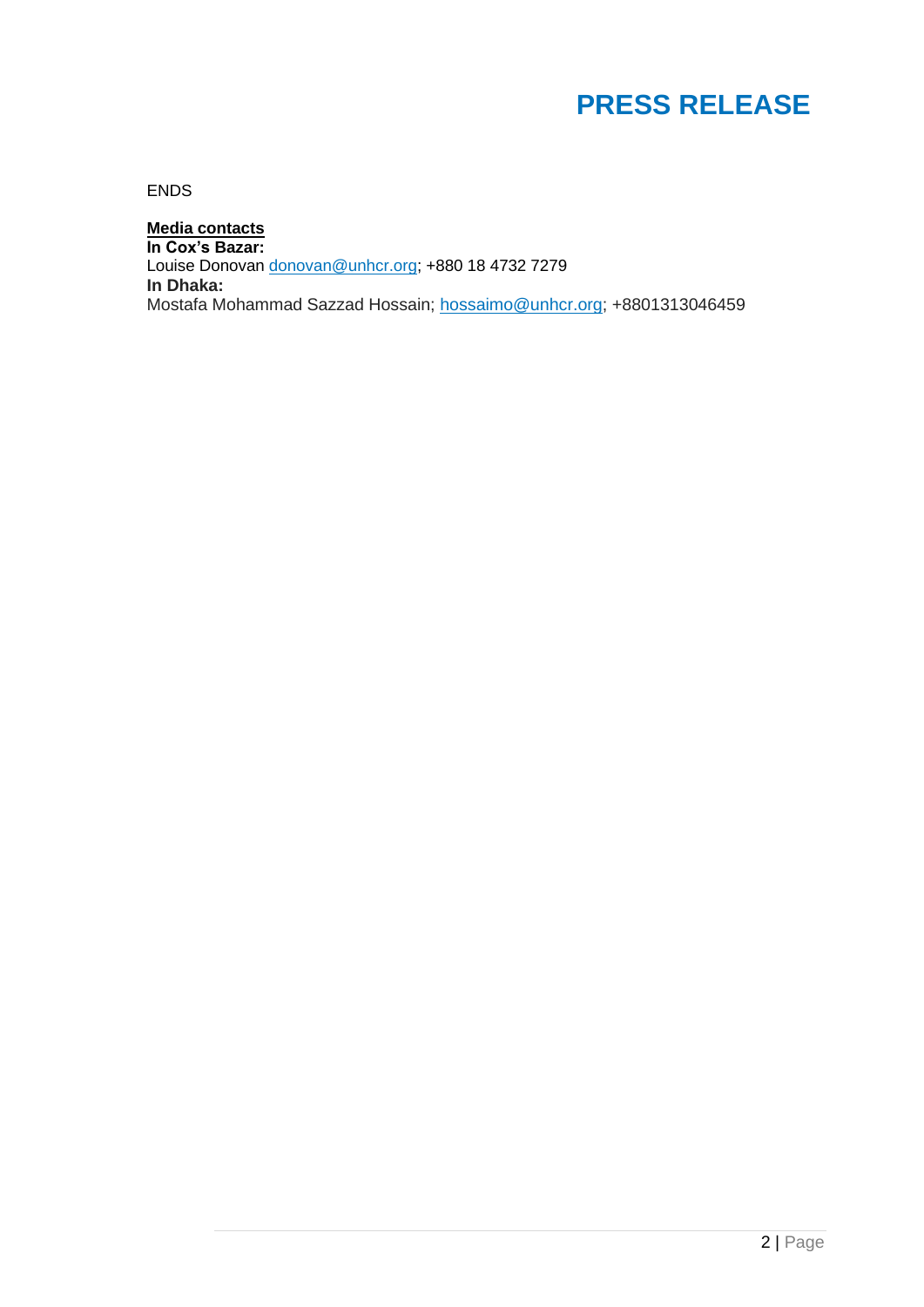ENDS

**Media contacts**
**In Cox's Bazar:**
Louise Donovan donovan@unhcr.org; +880 18 4732 7279
**In Dhaka:**
Mostafa Mohammad Sazzad Hossain; hossaimo@unhcr.org; +8801313046459